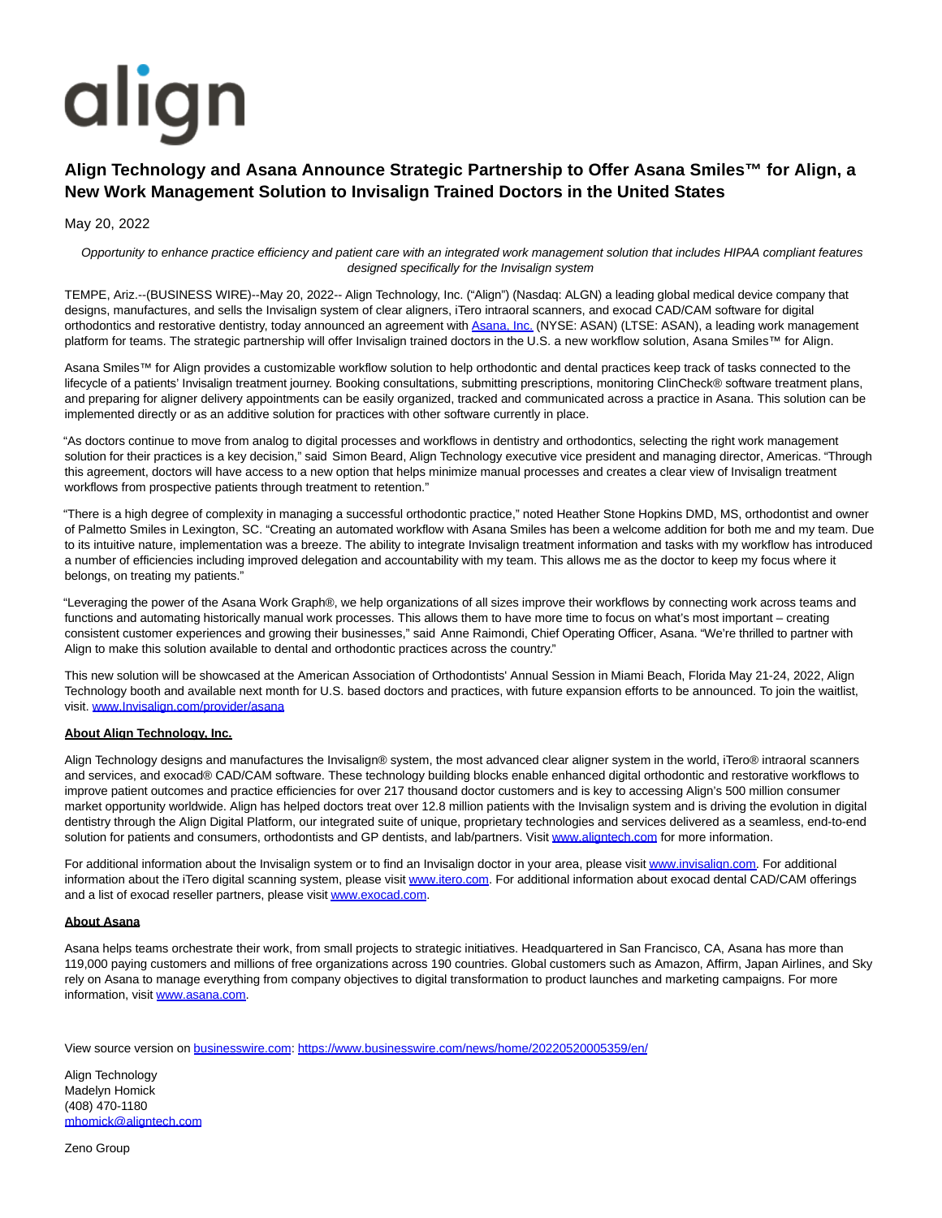align

# Align Technology and Asana Announce Strategic Partnership to Offer Asana Smiles™ for Align, a New Work Management Solution to Invisalign Trained Doctors in the United States

May 20, 2022

*Opportunity to enhance practice efficiency and patient care with an integrated work management solution that includes HIPAA compliant features designed specifically for the Invisalign system*

TEMPE, Ariz.--(BUSINESS WIRE)--May 20, 2022-- Align Technology, Inc. ("Align") (Nasdaq: ALGN) a leading global medical device company that designs, manufactures, and sells the Invisalign system of clear aligners, iTero intraoral scanners, and exocad CAD/CAM software for digital orthodontics and restorative dentistry, today announced an agreement with Asana, Inc. (NYSE: ASAN) (LTSE: ASAN), a leading work management platform for teams. The strategic partnership will offer Invisalign trained doctors in the U.S. a new workflow solution, Asana Smiles™ for Align.

Asana Smiles™ for Align provides a customizable workflow solution to help orthodontic and dental practices keep track of tasks connected to the lifecycle of a patients' Invisalign treatment journey. Booking consultations, submitting prescriptions, monitoring ClinCheck® software treatment plans, and preparing for aligner delivery appointments can be easily organized, tracked and communicated across a practice in Asana. This solution can be implemented directly or as an additive solution for practices with other software currently in place.

"As doctors continue to move from analog to digital processes and workflows in dentistry and orthodontics, selecting the right work management solution for their practices is a key decision," said Simon Beard, Align Technology executive vice president and managing director, Americas. "Through this agreement, doctors will have access to a new option that helps minimize manual processes and creates a clear view of Invisalign treatment workflows from prospective patients through treatment to retention."

"There is a high degree of complexity in managing a successful orthodontic practice," noted Heather Stone Hopkins DMD, MS, orthodontist and owner of Palmetto Smiles in Lexington, SC. "Creating an automated workflow with Asana Smiles has been a welcome addition for both me and my team. Due to its intuitive nature, implementation was a breeze. The ability to integrate Invisalign treatment information and tasks with my workflow has introduced a number of efficiencies including improved delegation and accountability with my team. This allows me as the doctor to keep my focus where it belongs, on treating my patients."

"Leveraging the power of the Asana Work Graph®, we help organizations of all sizes improve their workflows by connecting work across teams and functions and automating historically manual work processes. This allows them to have more time to focus on what's most important – creating consistent customer experiences and growing their businesses," said Anne Raimondi, Chief Operating Officer, Asana. "We're thrilled to partner with Align to make this solution available to dental and orthodontic practices across the country."

This new solution will be showcased at the American Association of Orthodontists' Annual Session in Miami Beach, Florida May 21-24, 2022, Align Technology booth and available next month for U.S. based doctors and practices, with future expansion efforts to be announced. To join the waitlist, visit. www.Invisalign.com/provider/asana

**About Align Technology, Inc.**

Align Technology designs and manufactures the Invisalign® system, the most advanced clear aligner system in the world, iTero® intraoral scanners and services, and exocad® CAD/CAM software. These technology building blocks enable enhanced digital orthodontic and restorative workflows to improve patient outcomes and practice efficiencies for over 217 thousand doctor customers and is key to accessing Align's 500 million consumer market opportunity worldwide. Align has helped doctors treat over 12.8 million patients with the Invisalign system and is driving the evolution in digital dentistry through the Align Digital Platform, our integrated suite of unique, proprietary technologies and services delivered as a seamless, end-to-end solution for patients and consumers, orthodontists and GP dentists, and lab/partners. Visit www.aligntech.com for more information.

For additional information about the Invisalign system or to find an Invisalign doctor in your area, please visit www.invisalign.com. For additional information about the iTero digital scanning system, please visit www.itero.com. For additional information about exocad dental CAD/CAM offerings and a list of exocad reseller partners, please visit www.exocad.com.

**About Asana**

Asana helps teams orchestrate their work, from small projects to strategic initiatives. Headquartered in San Francisco, CA, Asana has more than 119,000 paying customers and millions of free organizations across 190 countries. Global customers such as Amazon, Affirm, Japan Airlines, and Sky rely on Asana to manage everything from company objectives to digital transformation to product launches and marketing campaigns. For more information, visit www.asana.com.

View source version on businesswire.com: https://www.businesswire.com/news/home/20220520005359/en/

Align Technology
Madelyn Homick
(408) 470-1180
mhomick@aligntech.com

Zeno Group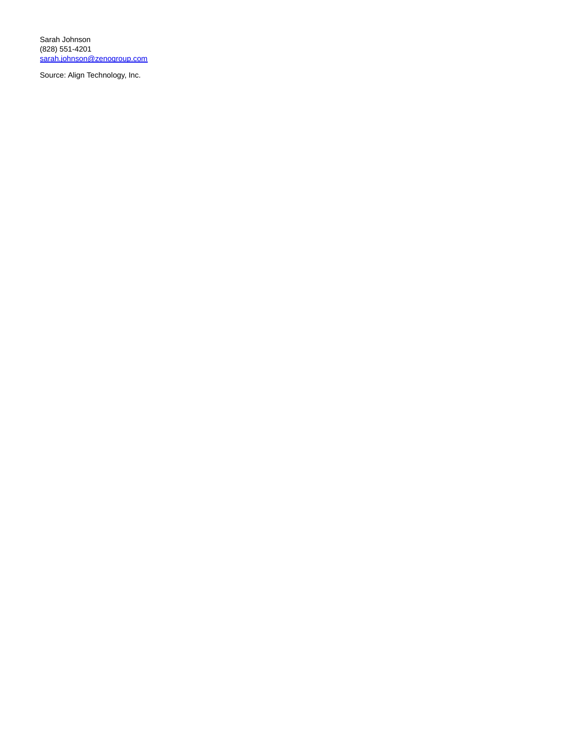Sarah Johnson
(828) 551-4201
sarah.johnson@zenogroup.com

Source: Align Technology, Inc.